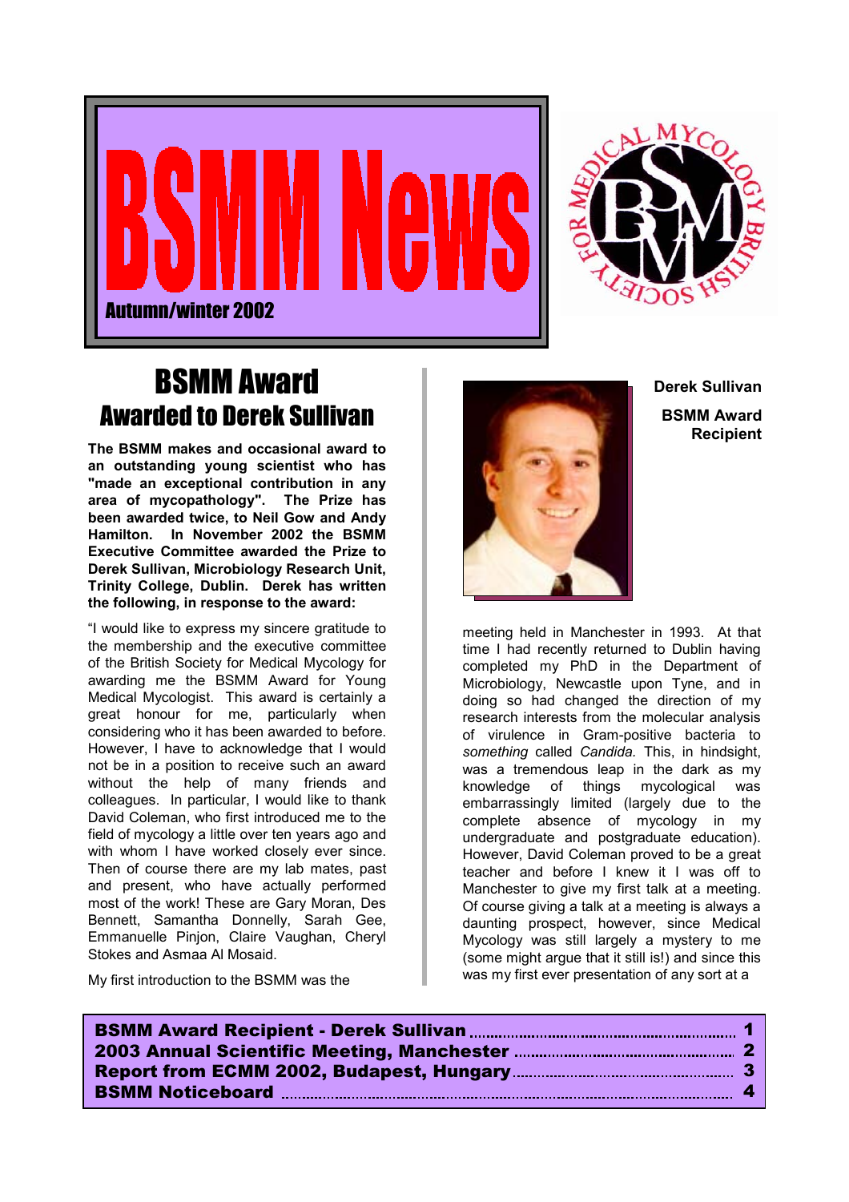# BSMM News

Autumn/winter 2002

## BSMM Award Awarded to Derek Sullivan

**The BSMM makes and occasional award to an outstanding young scientist who has "made an exceptional contribution in any area of mycopathology". The Prize has been awarded twice, to Neil Gow and Andy Hamilton. In November 2002 the BSMM Executive Committee awarded the Prize to Derek Sullivan, Microbiology Research Unit, Trinity College, Dublin. Derek has written the following, in response to the award:**

"I would like to express my sincere gratitude to the membership and the executive committee of the British Society for Medical Mycology for awarding me the BSMM Award for Young Medical Mycologist. This award is certainly a great honour for me, particularly when considering who it has been awarded to before. However, I have to acknowledge that I would not be in a position to receive such an award without the help of many friends and colleagues. In particular, I would like to thank David Coleman, who first introduced me to the field of mycology a little over ten years ago and with whom I have worked closely ever since. Then of course there are my lab mates, past and present, who have actually performed most of the work! These are Gary Moran, Des Bennett, Samantha Donnelly, Sarah Gee, Emmanuelle Pinjon, Claire Vaughan, Cheryl Stokes and Asmaa Al Mosaid.

**Derek Sullivan**

**BSMM Award Recipient**

My first introduction to the BSMM was the meeting held in Manchester in 1993. At that time I had recently returned to Dublin having completed my PhD in the Department of Microbiology, Newcastle upon Tyne, and in doing so had changed the direction of my research interests from the molecular analysis of virulence in Gram-positive bacteria to *something* called *Candida.* This, in hindsight, was a tremendous leap in the dark as my knowledge of things mycological was embarrassingly limited (largely due to the complete absence of mycology in my undergraduate and postgraduate education). However, David Coleman proved to be a great teacher and before I knew it I was off to Manchester to give my first talk at a meeting. Of course giving a talk at a meeting is always a daunting prospect, however, since Medical Mycology was still largely a mystery to me (some might argue that it still is!) and since this was my first ever presentation of any sort at a

| | |
|---|---|
| **BSMM Award Recipient - Derek Sullivan** | **1** |
| **2003 Annual Scientific Meeting, Manchester** | **2** |
| **Report from ECMM 2002, Budapest, Hungary** | **3** |
| **BSMM Noticeboard** | **4** |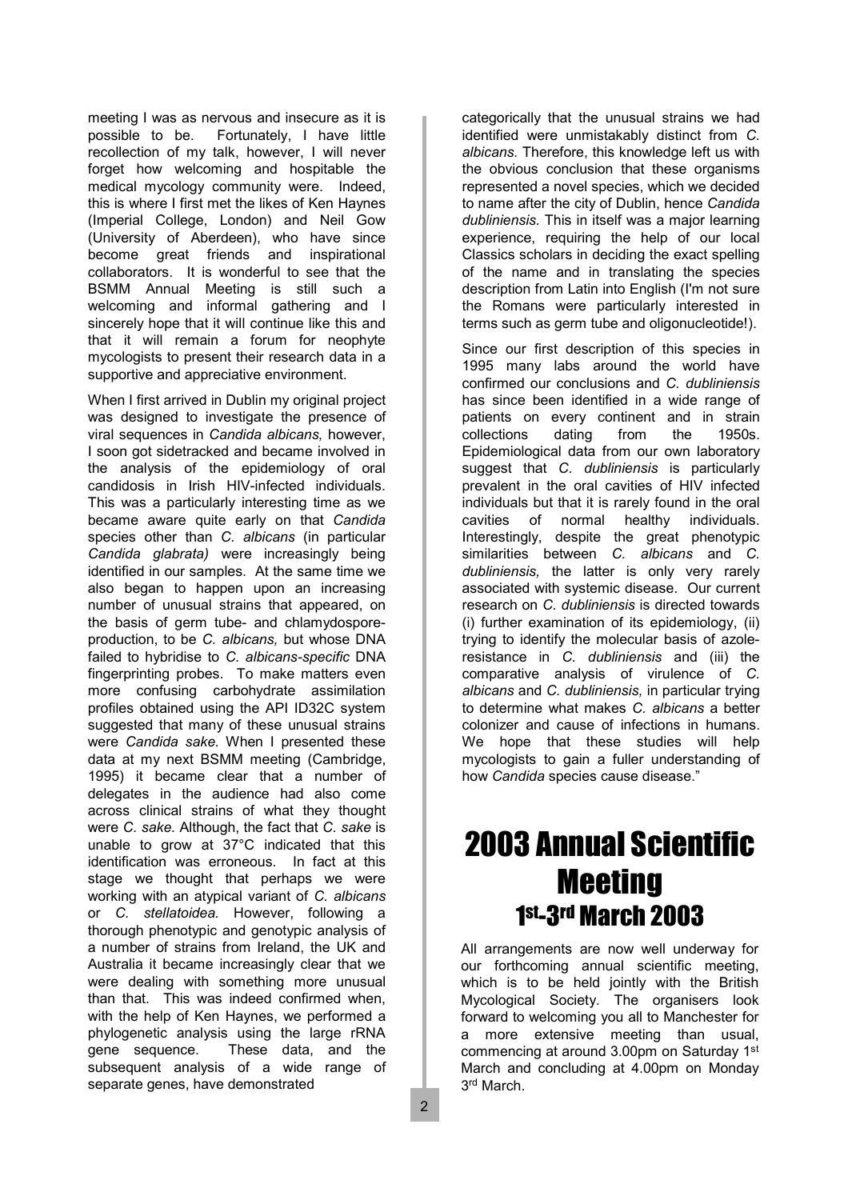meeting I was as nervous and insecure as it is possible to be. Fortunately, I have little recollection of my talk, however, I will never forget how welcoming and hospitable the medical mycology community were. Indeed, this is where I first met the likes of Ken Haynes (Imperial College, London) and Neil Gow (University of Aberdeen), who have since become great friends and inspirational collaborators. It is wonderful to see that the BSMM Annual Meeting is still such a welcoming and informal gathering and I sincerely hope that it will continue like this and that it will remain a forum for neophyte mycologists to present their research data in a supportive and appreciative environment.

When I first arrived in Dublin my original project was designed to investigate the presence of viral sequences in *Candida albicans,* however, I soon got sidetracked and became involved in the analysis of the epidemiology of oral candidosis in Irish HIV-infected individuals. This was a particularly interesting time as we became aware quite early on that *Candida* species other than *C. albicans* (in particular *Candida glabrata)* were increasingly being identified in our samples. At the same time we also began to happen upon an increasing number of unusual strains that appeared, on the basis of germ tube- and chlamydospore-production, to be *C. albicans,* but whose DNA failed to hybridise to *C. albicans-specific* DNA fingerprinting probes. To make matters even more confusing carbohydrate assimilation profiles obtained using the API ID32C system suggested that many of these unusual strains were *Candida sake.* When I presented these data at my next BSMM meeting (Cambridge, 1995) it became clear that a number of delegates in the audience had also come across clinical strains of what they thought were *C. sake.* Although, the fact that *C. sake* is unable to grow at 37°C indicated that this identification was erroneous. In fact at this stage we thought that perhaps we were working with an atypical variant of *C. albicans* or *C. stellatoidea.* However, following a thorough phenotypic and genotypic analysis of a number of strains from Ireland, the UK and Australia it became increasingly clear that we were dealing with something more unusual than that. This was indeed confirmed when, with the help of Ken Haynes, we performed a phylogenetic analysis using the large rRNA gene sequence. These data, and the subsequent analysis of a wide range of separate genes, have demonstrated categorically that the unusual strains we had identified were unmistakably distinct from *C. albicans.* Therefore, this knowledge left us with the obvious conclusion that these organisms represented a novel species, which we decided to name after the city of Dublin, hence *Candida dubliniensis.* This in itself was a major learning experience, requiring the help of our local Classics scholars in deciding the exact spelling of the name and in translating the species description from Latin into English (I'm not sure the Romans were particularly interested in terms such as germ tube and oligonucleotide!).

Since our first description of this species in 1995 many labs around the world have confirmed our conclusions and *C. dubliniensis* has since been identified in a wide range of patients on every continent and in strain collections dating from the 1950s. Epidemiological data from our own laboratory suggest that *C. dubliniensis* is particularly prevalent in the oral cavities of HIV infected individuals but that it is rarely found in the oral cavities of normal healthy individuals. Interestingly, despite the great phenotypic similarities between *C. albicans* and *C. dubliniensis,* the latter is only very rarely associated with systemic disease. Our current research on *C. dubliniensis* is directed towards (i) further examination of its epidemiology, (ii) trying to identify the molecular basis of azole-resistance in *C. dubliniensis* and (iii) the comparative analysis of virulence of *C. albicans* and *C. dubliniensis,* in particular trying to determine what makes *C. albicans* a better colonizer and cause of infections in humans. We hope that these studies will help mycologists to gain a fuller understanding of how *Candida* species cause disease."

# 2003 Annual Scientific Meeting

## 1st-3rd March 2003

All arrangements are now well underway for our forthcoming annual scientific meeting, which is to be held jointly with the British Mycological Society. The organisers look forward to welcoming you all to Manchester for a more extensive meeting than usual, commencing at around 3.00pm on Saturday 1st March and concluding at 4.00pm on Monday 3rd March.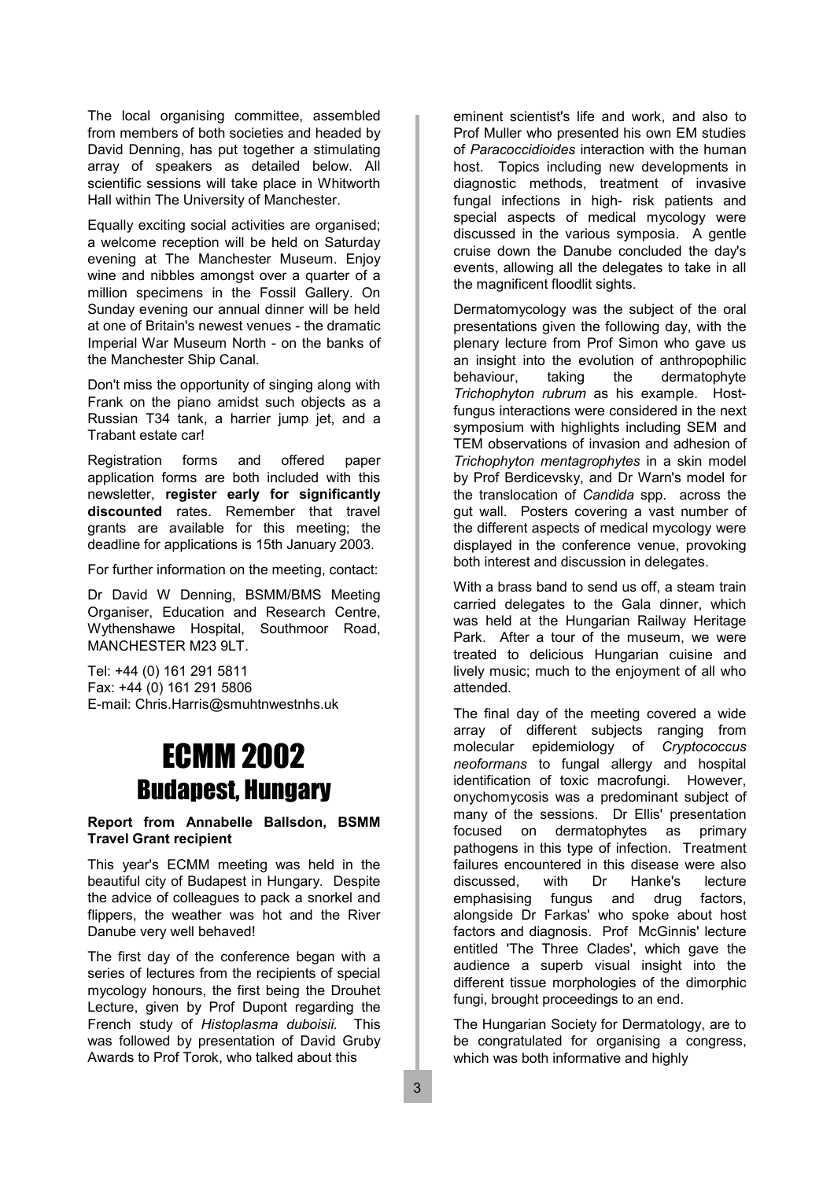The local organising committee, assembled from members of both societies and headed by David Denning, has put together a stimulating array of speakers as detailed below. All scientific sessions will take place in Whitworth Hall within The University of Manchester.

Equally exciting social activities are organised; a welcome reception will be held on Saturday evening at The Manchester Museum. Enjoy wine and nibbles amongst over a quarter of a million specimens in the Fossil Gallery. On Sunday evening our annual dinner will be held at one of Britain's newest venues - the dramatic Imperial War Museum North - on the banks of the Manchester Ship Canal.

Don't miss the opportunity of singing along with Frank on the piano amidst such objects as a Russian T34 tank, a harrier jump jet, and a Trabant estate car!

Registration forms and offered paper application forms are both included with this newsletter, **register early for significantly discounted** rates. Remember that travel grants are available for this meeting; the deadline for applications is 15th January 2003.

For further information on the meeting, contact:

Dr David W Denning, BSMM/BMS Meeting Organiser, Education and Research Centre, Wythenshawe Hospital, Southmoor Road, MANCHESTER M23 9LT.

Tel: +44 (0) 161 291 5811
Fax: +44 (0) 161 291 5806
E-mail: Chris.Harris@smuhtnwestnhs.uk

# ECMM 2002
## Budapest, Hungary

**Report from Annabelle Ballsdon, BSMM Travel Grant recipient**

This year's ECMM meeting was held in the beautiful city of Budapest in Hungary. Despite the advice of colleagues to pack a snorkel and flippers, the weather was hot and the River Danube very well behaved!

The first day of the conference began with a series of lectures from the recipients of special mycology honours, the first being the Drouhet Lecture, given by Prof Dupont regarding the French study of *Histoplasma duboisii.* This was followed by presentation of David Gruby Awards to Prof Torok, who talked about this eminent scientist's life and work, and also to Prof Muller who presented his own EM studies of *Paracoccidioides* interaction with the human host. Topics including new developments in diagnostic methods, treatment of invasive fungal infections in high- risk patients and special aspects of medical mycology were discussed in the various symposia. A gentle cruise down the Danube concluded the day's events, allowing all the delegates to take in all the magnificent floodlit sights.

Dermatomycology was the subject of the oral presentations given the following day, with the plenary lecture from Prof Simon who gave us an insight into the evolution of anthropophilic behaviour, taking the dermatophyte *Trichophyton rubrum* as his example. Host-fungus interactions were considered in the next symposium with highlights including SEM and TEM observations of invasion and adhesion of *Trichophyton mentagrophytes* in a skin model by Prof Berdicevsky, and Dr Warn's model for the translocation of *Candida* spp. across the gut wall. Posters covering a vast number of the different aspects of medical mycology were displayed in the conference venue, provoking both interest and discussion in delegates.

With a brass band to send us off, a steam train carried delegates to the Gala dinner, which was held at the Hungarian Railway Heritage Park. After a tour of the museum, we were treated to delicious Hungarian cuisine and lively music; much to the enjoyment of all who attended.

The final day of the meeting covered a wide array of different subjects ranging from molecular epidemiology of *Cryptococcus neoformans* to fungal allergy and hospital identification of toxic macrofungi. However, onychomycosis was a predominant subject of many of the sessions. Dr Ellis' presentation focused on dermatophytes as primary pathogens in this type of infection. Treatment failures encountered in this disease were also discussed, with Dr Hanke's lecture emphasising fungus and drug factors, alongside Dr Farkas' who spoke about host factors and diagnosis. Prof McGinnis' lecture entitled 'The Three Clades', which gave the audience a superb visual insight into the different tissue morphologies of the dimorphic fungi, brought proceedings to an end.

The Hungarian Society for Dermatology, are to be congratulated for organising a congress, which was both informative and highly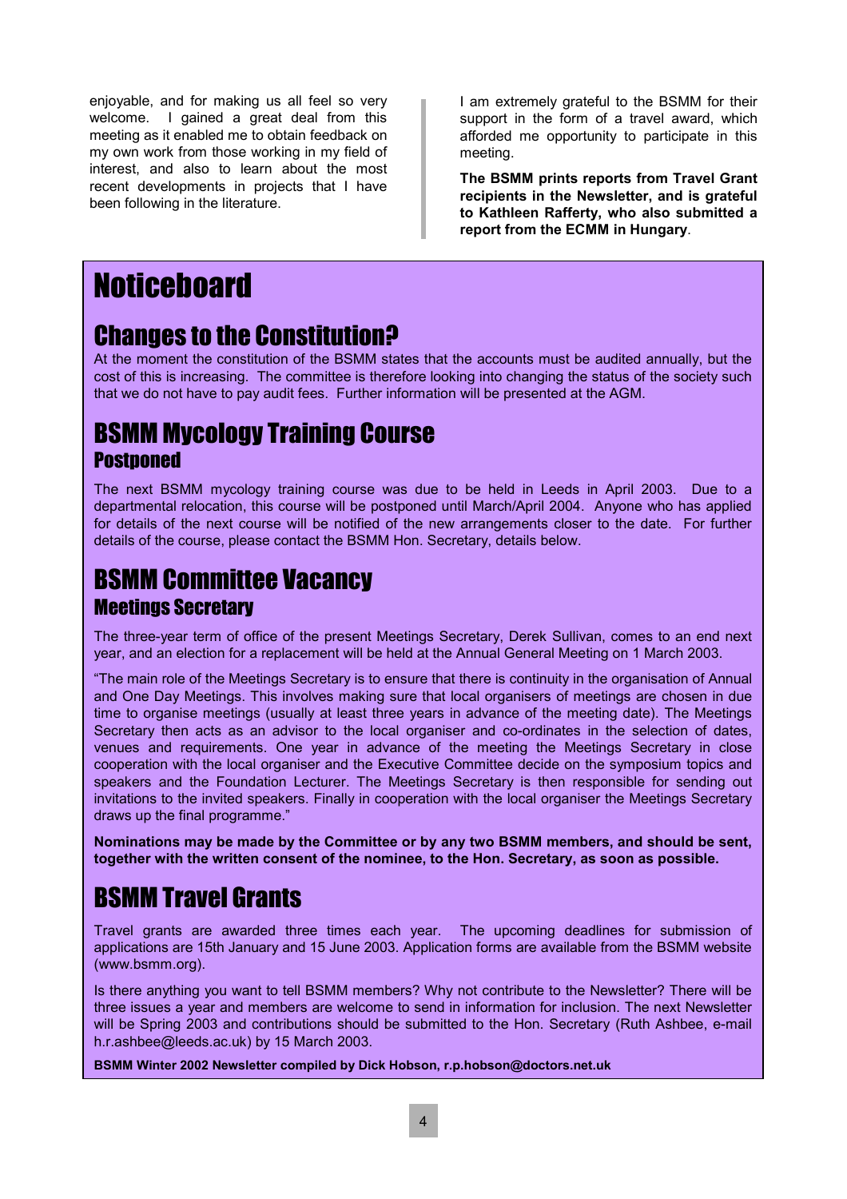enjoyable, and for making us all feel so very welcome. I gained a great deal from this meeting as it enabled me to obtain feedback on my own work from those working in my field of interest, and also to learn about the most recent developments in projects that I have been following in the literature.

I am extremely grateful to the BSMM for their support in the form of a travel award, which afforded me opportunity to participate in this meeting.

**The BSMM prints reports from Travel Grant recipients in the Newsletter, and is grateful to Kathleen Rafferty, who also submitted a report from the ECMM in Hungary**.

# Noticeboard

## Changes to the Constitution?

At the moment the constitution of the BSMM states that the accounts must be audited annually, but the cost of this is increasing. The committee is therefore looking into changing the status of the society such that we do not have to pay audit fees. Further information will be presented at the AGM.

## BSMM Mycology Training Course

### Postponed

The next BSMM mycology training course was due to be held in Leeds in April 2003. Due to a departmental relocation, this course will be postponed until March/April 2004. Anyone who has applied for details of the next course will be notified of the new arrangements closer to the date. For further details of the course, please contact the BSMM Hon. Secretary, details below.

## BSMM Committee Vacancy

### Meetings Secretary

The three-year term of office of the present Meetings Secretary, Derek Sullivan, comes to an end next year, and an election for a replacement will be held at the Annual General Meeting on 1 March 2003.

"The main role of the Meetings Secretary is to ensure that there is continuity in the organisation of Annual and One Day Meetings. This involves making sure that local organisers of meetings are chosen in due time to organise meetings (usually at least three years in advance of the meeting date). The Meetings Secretary then acts as an advisor to the local organiser and co-ordinates in the selection of dates, venues and requirements. One year in advance of the meeting the Meetings Secretary in close cooperation with the local organiser and the Executive Committee decide on the symposium topics and speakers and the Foundation Lecturer. The Meetings Secretary is then responsible for sending out invitations to the invited speakers. Finally in cooperation with the local organiser the Meetings Secretary draws up the final programme."

**Nominations may be made by the Committee or by any two BSMM members, and should be sent, together with the written consent of the nominee, to the Hon. Secretary, as soon as possible.**

## BSMM Travel Grants

Travel grants are awarded three times each year. The upcoming deadlines for submission of applications are 15th January and 15 June 2003. Application forms are available from the BSMM website (www.bsmm.org).

Is there anything you want to tell BSMM members? Why not contribute to the Newsletter? There will be three issues a year and members are welcome to send in information for inclusion. The next Newsletter will be Spring 2003 and contributions should be submitted to the Hon. Secretary (Ruth Ashbee, e-mail h.r.ashbee@leeds.ac.uk) by 15 March 2003.

**BSMM Winter 2002 Newsletter compiled by Dick Hobson, r.p.hobson@doctors.net.uk**